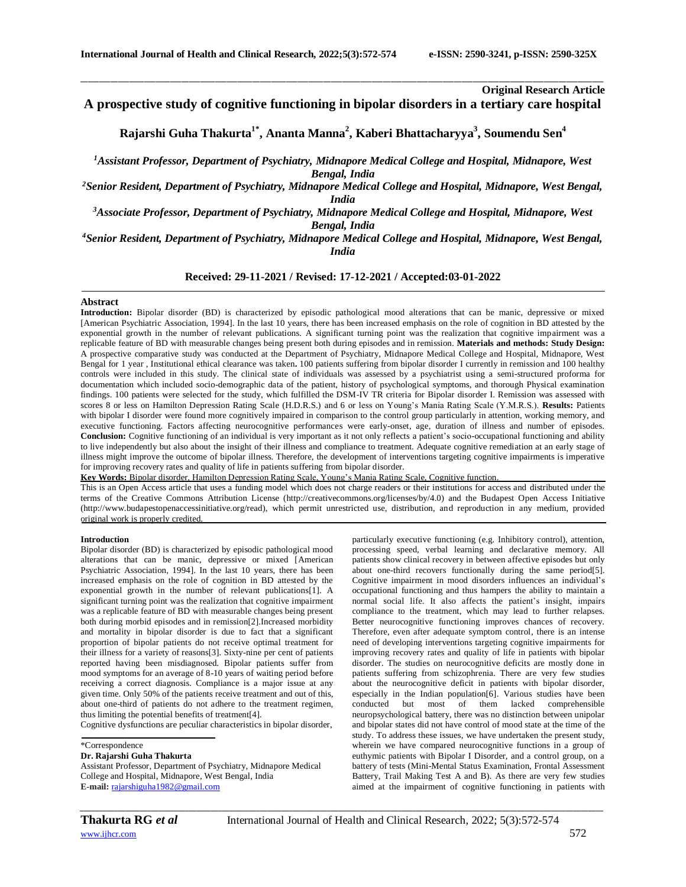Original Research Article

# A prospective study of cognitive functioning in bipolar disorders in a tertiary care hospital

**Rajarshi Guha Thakurta[1*], Ananta Manna[2], Kaberi Bhattacharyya[3], Soumendu Sen[4]**

*[1]Assistant Professor, Department of Psychiatry, Midnapore Medical College and Hospital, Midnapore, West Bengal, India*

*[2]Senior Resident, Department of Psychiatry, Midnapore Medical College and Hospital, Midnapore, West Bengal, India*

*[3]Associate Professor, Department of Psychiatry, Midnapore Medical College and Hospital, Midnapore, West Bengal, India*

*[4]Senior Resident, Department of Psychiatry, Midnapore Medical College and Hospital, Midnapore, West Bengal, India*

**Received: 29-11-2021 / Revised: 17-12-2021 / Accepted:03-01-2022**

## Abstract

**Introduction:** Bipolar disorder (BD) is characterized by episodic pathological mood alterations that can be manic, depressive or mixed [American Psychiatric Association, 1994]. In the last 10 years, there has been increased emphasis on the role of cognition in BD attested by the exponential growth in the number of relevant publications. A significant turning point was the realization that cognitive impairment was a replicable feature of BD with measurable changes being present both during episodes and in remission. **Materials and methods: Study Design:** A prospective comparative study was conducted at the Department of Psychiatry, Midnapore Medical College and Hospital, Midnapore, West Bengal for 1 year , Institutional ethical clearance was taken**.** 100 patients suffering from bipolar disorder I currently in remission and 100 healthy controls were included in this study. The clinical state of individuals was assessed by a psychiatrist using a semi-structured proforma for documentation which included socio-demographic data of the patient, history of psychological symptoms, and thorough Physical examination findings. 100 patients were selected for the study, which fulfilled the DSM-IV TR criteria for Bipolar disorder I. Remission was assessed with scores 8 or less on Hamilton Depression Rating Scale (H.D.R.S.) and 6 or less on Young's Mania Rating Scale (Y.M.R.S.). **Results:** Patients with bipolar I disorder were found more cognitively impaired in comparison to the control group particularly in attention, working memory, and executive functioning. Factors affecting neurocognitive performances were early-onset, age, duration of illness and number of episodes. **Conclusion:** Cognitive functioning of an individual is very important as it not only reflects a patient's socio-occupational functioning and ability to live independently but also about the insight of their illness and compliance to treatment. Adequate cognitive remediation at an early stage of illness might improve the outcome of bipolar illness. Therefore, the development of interventions targeting cognitive impairments is imperative for improving recovery rates and quality of life in patients suffering from bipolar disorder.

**Key Words:** Bipolar disorder, Hamilton Depression Rating Scale, Young's Mania Rating Scale, Cognitive function.

This is an Open Access article that uses a funding model which does not charge readers or their institutions for access and distributed under the terms of the Creative Commons Attribution License (http://creativecommons.org/licenses/by/4.0) and the Budapest Open Access Initiative (http://www.budapestopenaccessinitiative.org/read), which permit unrestricted use, distribution, and reproduction in any medium, provided original work is properly credited.

## Introduction

Bipolar disorder (BD) is characterized by episodic pathological mood alterations that can be manic, depressive or mixed [American Psychiatric Association, 1994]. In the last 10 years, there has been increased emphasis on the role of cognition in BD attested by the exponential growth in the number of relevant publications[1]. A significant turning point was the realization that cognitive impairment was a replicable feature of BD with measurable changes being present both during morbid episodes and in remission[2].Increased morbidity and mortality in bipolar disorder is due to fact that a significant proportion of bipolar patients do not receive optimal treatment for their illness for a variety of reasons[3]. Sixty-nine per cent of patients reported having been misdiagnosed. Bipolar patients suffer from mood symptoms for an average of 8-10 years of waiting period before receiving a correct diagnosis. Compliance is a major issue at any given time. Only 50% of the patients receive treatment and out of this, about one-third of patients do not adhere to the treatment regimen, thus limiting the potential benefits of treatment[4].

Cognitive dysfunctions are peculiar characteristics in bipolar disorder, particularly executive functioning (e.g. Inhibitory control), attention, processing speed, verbal learning and declarative memory. All patients show clinical recovery in between affective episodes but only about one-third recovers functionally during the same period[5]. Cognitive impairment in mood disorders influences an individual's occupational functioning and thus hampers the ability to maintain a normal social life. It also affects the patient's insight, impairs compliance to the treatment, which may lead to further relapses. Better neurocognitive functioning improves chances of recovery. Therefore, even after adequate symptom control, there is an intense need of developing interventions targeting cognitive impairments for improving recovery rates and quality of life in patients with bipolar disorder. The studies on neurocognitive deficits are mostly done in patients suffering from schizophrenia. There are very few studies about the neurocognitive deficit in patients with bipolar disorder, especially in the Indian population[6]. Various studies have been conducted but most of them lacked comprehensible neuropsychological battery, there was no distinction between unipolar and bipolar states did not have control of mood state at the time of the study. To address these issues, we have undertaken the present study, wherein we have compared neurocognitive functions in a group of euthymic patients with Bipolar I Disorder, and a control group, on a battery of tests (Mini-Mental Status Examination, Frontal Assessment Battery, Trail Making Test A and B). As there are very few studies aimed at the impairment of cognitive functioning in patients with

*Correspondence

**Dr. Rajarshi Guha Thakurta**

Assistant Professor, Department of Psychiatry, Midnapore Medical College and Hospital, Midnapore, West Bengal, India

**E-mail:** rajarshiguha1982@gmail.com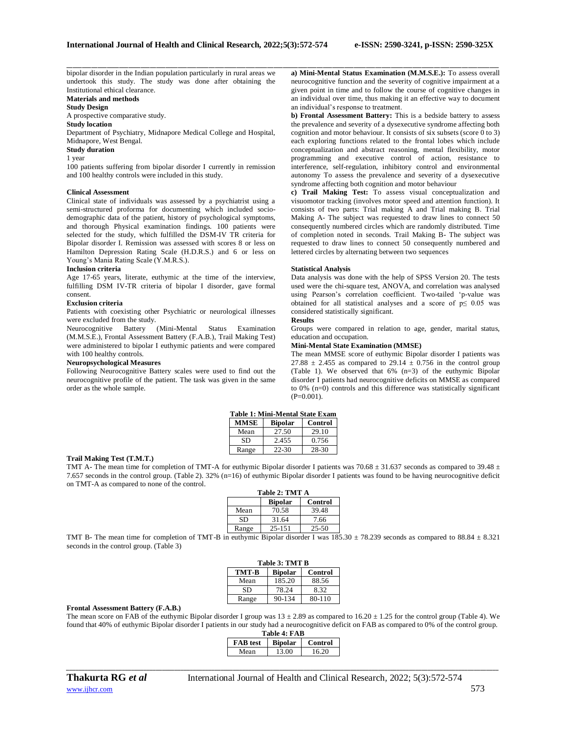bipolar disorder in the Indian population particularly in rural areas we undertook this study. The study was done after obtaining the Institutional ethical clearance.

**Materials and methods**

**Study Design**

A prospective comparative study.

**Study location**

Department of Psychiatry, Midnapore Medical College and Hospital, Midnapore, West Bengal.

**Study duration**

1 year

100 patients suffering from bipolar disorder I currently in remission and 100 healthy controls were included in this study.

**Clinical Assessment**

Clinical state of individuals was assessed by a psychiatrist using a semi-structured proforma for documenting which included socio-demographic data of the patient, history of psychological symptoms, and thorough Physical examination findings. 100 patients were selected for the study, which fulfilled the DSM-IV TR criteria for Bipolar disorder I. Remission was assessed with scores 8 or less on Hamilton Depression Rating Scale (H.D.R.S.) and 6 or less on Young's Mania Rating Scale (Y.M.R.S.).

**Inclusion criteria**

Age 17-65 years, literate, euthymic at the time of the interview, fulfilling DSM IV-TR criteria of bipolar I disorder, gave formal consent.

**Exclusion criteria**

Patients with coexisting other Psychiatric or neurological illnesses were excluded from the study.

Neurocognitive Battery (Mini-Mental Status Examination (M.M.S.E.), Frontal Assessment Battery (F.A.B.), Trail Making Test) were administered to bipolar I euthymic patients and were compared with 100 healthy controls.

**Neuropsychological Measures**

Following Neurocognitive Battery scales were used to find out the neurocognitive profile of the patient. The task was given in the same order as the whole sample.

**a) Mini-Mental Status Examination (M.M.S.E.):** To assess overall neurocognitive function and the severity of cognitive impairment at a given point in time and to follow the course of cognitive changes in an individual over time, thus making it an effective way to document an individual's response to treatment.

**b) Frontal Assessment Battery:** This is a bedside battery to assess the prevalence and severity of a dysexecutive syndrome affecting both cognition and motor behaviour. It consists of six subsets (score 0 to 3) each exploring functions related to the frontal lobes which include conceptualization and abstract reasoning, mental flexibility, motor programming and executive control of action, resistance to interference, self-regulation, inhibitory control and environmental autonomy To assess the prevalence and severity of a dysexecutive syndrome affecting both cognition and motor behaviour

**c) Trail Making Test:** To assess visual conceptualization and visuomotor tracking (involves motor speed and attention function). It consists of two parts: Trial making A and Trial making B. Trial Making A- The subject was requested to draw lines to connect 50 consequently numbered circles which are randomly distributed. Time of completion noted in seconds. Trail Making B- The subject was requested to draw lines to connect 50 consequently numbered and lettered circles by alternating between two sequences

**Statistical Analysis**

Data analysis was done with the help of SPSS Version 20. The tests used were the chi-square test, ANOVA, and correlation was analysed using Pearson's correlation coefficient. Two-tailed 'p-value was obtained for all statistical analyses and a score of $p \leq 0.05$ was considered statistically significant.

**Results**

Groups were compared in relation to age, gender, marital status, education and occupation.

**Mini-Mental State Examination (MMSE)**

The mean MMSE score of euthymic Bipolar disorder I patients was $27.88 \pm 2.455$ as compared to $29.14 \pm 0.756$ in the control group (Table 1). We observed that 6% (n=3) of the euthymic Bipolar disorder I patients had neurocognitive deficits on MMSE as compared to 0% (n=0) controls and this difference was statistically significant (P=0.001).

**Table 1: Mini-Mental State Exam**

| MMSE | Bipolar | Control |
|---|---|---|
| Mean | 27.50 | 29.10 |
| SD | 2.455 | 0.756 |
| Range | 22-30 | 28-30 |

**Trail Making Test (T.M.T.)**

TMT A- The mean time for completion of TMT-A for euthymic Bipolar disorder I patients was $70.68 \pm 31.637$ seconds as compared to $39.48 \pm 7.657$ seconds in the control group. (Table 2). 32% (n=16) of euthymic Bipolar disorder I patients was found to be having neurocognitive deficit on TMT-A as compared to none of the control.

**Table 2: TMT A**

| | Bipolar | Control |
|---|---|---|
| Mean | 70.58 | 39.48 |
| SD | 31.64 | 7.66 |
| Range | 25-151 | 25-50 |

TMT B- The mean time for completion of TMT-B in euthymic Bipolar disorder I was $185.30 \pm 78.239$ seconds as compared to $88.84 \pm 8.321$ seconds in the control group. (Table 3)

**Table 3: TMT B**

| TMT-B | Bipolar | Control |
|---|---|---|
| Mean | 185.20 | 88.56 |
| SD | 78.24 | 8.32 |
| Range | 90-134 | 80-110 |

**Frontal Assessment Battery (F.A.B.)**

The mean score on FAB of the euthymic Bipolar disorder I group was $13 \pm 2.89$ as compared to $16.20 \pm 1.25$ for the control group (Table 4). We found that 40% of euthymic Bipolar disorder I patients in our study had a neurocognitive deficit on FAB as compared to 0% of the control group.

**Table 4: FAB**

| FAB test | Bipolar | Control |
|---|---|---|
| Mean | 13.00 | 16.20 |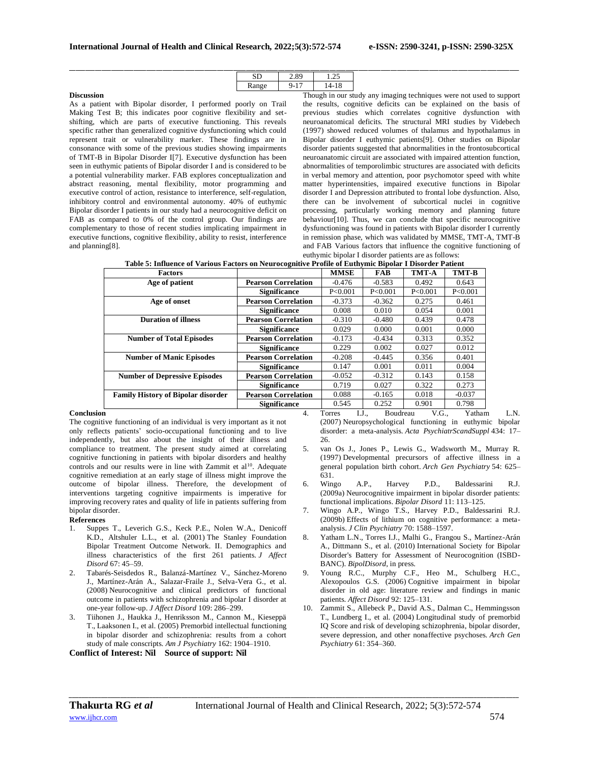| | | |
|---|---|---|
| SD | 2.89 | 1.25 |
| Range | 9-17 | 14-18 |

**Discussion**

As a patient with Bipolar disorder, I performed poorly on Trail Making Test B; this indicates poor cognitive flexibility and set-shifting, which are parts of executive functioning. This reveals specific rather than generalized cognitive dysfunctioning which could represent trait or vulnerability marker. These findings are in consonance with some of the previous studies showing impairments of TMT-B in Bipolar Disorder I[7]. Executive dysfunction has been seen in euthymic patients of Bipolar disorder I and is considered to be a potential vulnerability marker. FAB explores conceptualization and abstract reasoning, mental flexibility, motor programming and executive control of action, resistance to interference, self-regulation, inhibitory control and environmental autonomy. 40% of euthymic Bipolar disorder I patients in our study had a neurocognitive deficit on FAB as compared to 0% of the control group. Our findings are complementary to those of recent studies implicating impairment in executive functions, cognitive flexibility, ability to resist, interference and planning[8].

Though in our study any imaging techniques were not used to support the results, cognitive deficits can be explained on the basis of previous studies which correlates cognitive dysfunction with neuroanatomical deficits. The structural MRI studies by Videbech (1997) showed reduced volumes of thalamus and hypothalamus in Bipolar disorder I euthymic patients[9]. Other studies on Bipolar disorder patients suggested that abnormalities in the frontosubcortical neuroanatomic circuit are associated with impaired attention function, abnormalities of temporolimbic structures are associated with deficits in verbal memory and attention, poor psychomotor speed with white matter hyperintensities, impaired executive functions in Bipolar disorder I and Depression attributed to frontal lobe dysfunction. Also, there can be involvement of subcortical nuclei in cognitive processing, particularly working memory and planning future behaviour[10]. Thus, we can conclude that specific neurocognitive dysfunctioning was found in patients with Bipolar disorder I currently in remission phase, which was validated by MMSE, TMT-A, TMT-B and FAB Various factors that influence the cognitive functioning of euthymic bipolar I disorder patients are as follows:

**Table 5: Influence of Various Factors on Neurocognitive Profile of Euthymic Bipolar I Disorder Patient**

| Factors | | MMSE | FAB | TMT-A | TMT-B |
|---|---|---|---|---|---|
| Age of patient | Pearson Correlation | -0.476 | -0.583 | 0.492 | 0.643 |
| | Significance | P<0.001 | P<0.001 | P<0.001 | P<0.001 |
| Age of onset | Pearson Correlation | -0.373 | -0.362 | 0.275 | 0.461 |
| | Significance | 0.008 | 0.010 | 0.054 | 0.001 |
| Duration of illness | Pearson Correlation | -0.310 | -0.480 | 0.439 | 0.478 |
| | Significance | 0.029 | 0.000 | 0.001 | 0.000 |
| Number of Total Episodes | Pearson Correlation | -0.173 | -0.434 | 0.313 | 0.352 |
| | Significance | 0.229 | 0.002 | 0.027 | 0.012 |
| Number of Manic Episodes | Pearson Correlation | -0.208 | -0.445 | 0.356 | 0.401 |
| | Significance | 0.147 | 0.001 | 0.011 | 0.004 |
| Number of Depressive Episodes | Pearson Correlation | -0.052 | -0.312 | 0.143 | 0.158 |
| | Significance | 0.719 | 0.027 | 0.322 | 0.273 |
| Family History of Bipolar disorder | Pearson Correlation | 0.088 | -0.165 | 0.018 | -0.037 |
| | Significance | 0.545 | 0.252 | 0.901 | 0.798 |

**Conclusion**

The cognitive functioning of an individual is very important as it not only reflects patients' socio-occupational functioning and to live independently, but also about the insight of their illness and compliance to treatment. The present study aimed at correlating cognitive functioning in patients with bipolar disorders and healthy controls and our results were in line with Zammit et al[10]. Adequate cognitive remediation at an early stage of illness might improve the outcome of bipolar illness. Therefore, the development of interventions targeting cognitive impairments is imperative for improving recovery rates and quality of life in patients suffering from bipolar disorder.

**References**

1. Suppes T., Leverich G.S., Keck P.E., Nolen W.A., Denicoff K.D., Altshuler L.L., et al. (2001) The Stanley Foundation Bipolar Treatment Outcome Network. II. Demographics and illness characteristics of the first 261 patients. *J Affect Disord* 67: 45–59.
2. Tabarés-Seisdedos R., Balanzá-Martínez V., Sánchez-Moreno J., Martínez-Arán A., Salazar-Fraile J., Selva-Vera G., et al. (2008) Neurocognitive and clinical predictors of functional outcome in patients with schizophrenia and bipolar I disorder at one-year follow-up. *J Affect Disord* 109: 286–299.
3. Tiihonen J., Haukka J., Henriksson M., Cannon M., Kieseppä T., Laaksonen I., et al. (2005) Premorbid intellectual functioning in bipolar disorder and schizophrenia: results from a cohort study of male conscripts. *Am J Psychiatry* 162: 1904–1910.
4. Torres I.J., Boudreau V.G., Yatham L.N. (2007) Neuropsychological functioning in euthymic bipolar disorder: a meta-analysis. *Acta PsychiatrScandSuppl* 434: 17–26.
5. van Os J., Jones P., Lewis G., Wadsworth M., Murray R. (1997) Developmental precursors of affective illness in a general population birth cohort. *Arch Gen Psychiatry* 54: 625–631.
6. Wingo A.P., Harvey P.D., Baldessarini R.J. (2009a) Neurocognitive impairment in bipolar disorder patients: functional implications. *Bipolar Disord* 11: 113–125.
7. Wingo A.P., Wingo T.S., Harvey P.D., Baldessarini R.J. (2009b) Effects of lithium on cognitive performance: a meta-analysis. *J Clin Psychiatry* 70: 1588–1597.
8. Yatham L.N., Torres I.J., Malhi G., Frangou S., Martínez-Arán A., Dittmann S., et al. (2010) International Society for Bipolar Disorder's Battery for Assessment of Neurocognition (ISBD-BANC). *BipolDisord*, in press.
9. Young R.C., Murphy C.F., Heo M., Schulberg H.C., Alexopoulos G.S. (2006) Cognitive impairment in bipolar disorder in old age: literature review and findings in manic patients. *Affect Disord* 92: 125–131.
10. Zammit S., Allebeck P., David A.S., Dalman C., Hemmingsson T., Lundberg I., et al. (2004) Longitudinal study of premorbid IQ Score and risk of developing schizophrenia, bipolar disorder, severe depression, and other nonaffective psychoses. *Arch Gen Psychiatry* 61: 354–360.

**Conflict of Interest: Nil Source of support: Nil**